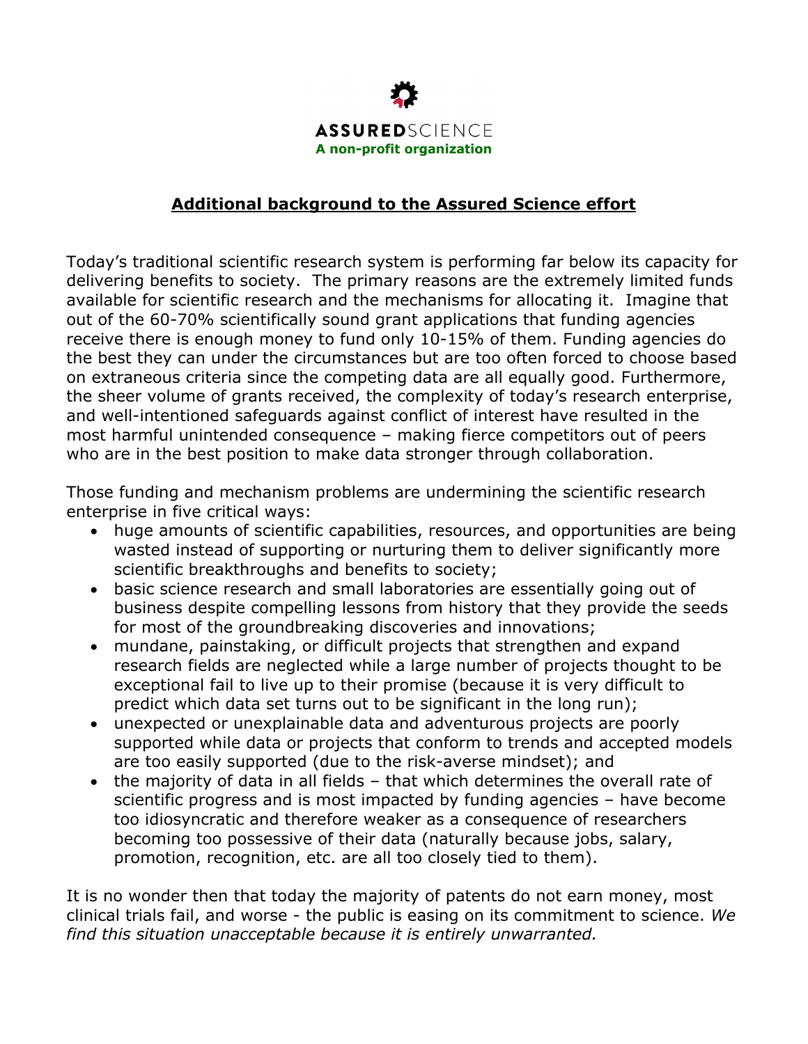**ASSURED**SCIENCE

**A non-profit organization**

## Additional background to the Assured Science effort

Today's traditional scientific research system is performing far below its capacity for delivering benefits to society. The primary reasons are the extremely limited funds available for scientific research and the mechanisms for allocating it. Imagine that out of the 60-70% scientifically sound grant applications that funding agencies receive there is enough money to fund only 10-15% of them. Funding agencies do the best they can under the circumstances but are too often forced to choose based on extraneous criteria since the competing data are all equally good. Furthermore, the sheer volume of grants received, the complexity of today's research enterprise, and well-intentioned safeguards against conflict of interest have resulted in the most harmful unintended consequence – making fierce competitors out of peers who are in the best position to make data stronger through collaboration.

Those funding and mechanism problems are undermining the scientific research enterprise in five critical ways:

- huge amounts of scientific capabilities, resources, and opportunities are being wasted instead of supporting or nurturing them to deliver significantly more scientific breakthroughs and benefits to society;
- basic science research and small laboratories are essentially going out of business despite compelling lessons from history that they provide the seeds for most of the groundbreaking discoveries and innovations;
- mundane, painstaking, or difficult projects that strengthen and expand research fields are neglected while a large number of projects thought to be exceptional fail to live up to their promise (because it is very difficult to predict which data set turns out to be significant in the long run);
- unexpected or unexplainable data and adventurous projects are poorly supported while data or projects that conform to trends and accepted models are too easily supported (due to the risk-averse mindset); and
- the majority of data in all fields – that which determines the overall rate of scientific progress and is most impacted by funding agencies – have become too idiosyncratic and therefore weaker as a consequence of researchers becoming too possessive of their data (naturally because jobs, salary, promotion, recognition, etc. are all too closely tied to them).

It is no wonder then that today the majority of patents do not earn money, most clinical trials fail, and worse - the public is easing on its commitment to science. *We find this situation unacceptable because it is entirely unwarranted.*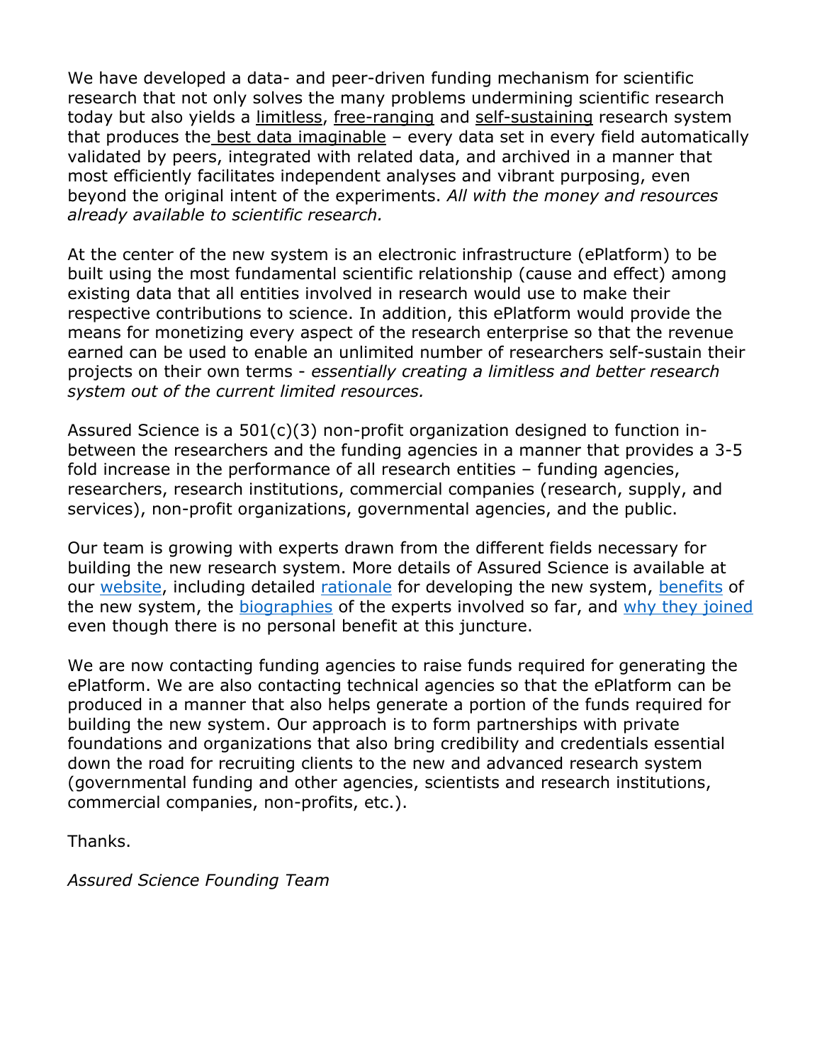We have developed a data- and peer-driven funding mechanism for scientific research that not only solves the many problems undermining scientific research today but also yields a limitless, free-ranging and self-sustaining research system that produces the best data imaginable – every data set in every field automatically validated by peers, integrated with related data, and archived in a manner that most efficiently facilitates independent analyses and vibrant purposing, even beyond the original intent of the experiments. *All with the money and resources already available to scientific research.*

At the center of the new system is an electronic infrastructure (ePlatform) to be built using the most fundamental scientific relationship (cause and effect) among existing data that all entities involved in research would use to make their respective contributions to science. In addition, this ePlatform would provide the means for monetizing every aspect of the research enterprise so that the revenue earned can be used to enable an unlimited number of researchers self-sustain their projects on their own terms - *essentially creating a limitless and better research system out of the current limited resources.*

Assured Science is a 501(c)(3) non-profit organization designed to function in-between the researchers and the funding agencies in a manner that provides a 3-5 fold increase in the performance of all research entities – funding agencies, researchers, research institutions, commercial companies (research, supply, and services), non-profit organizations, governmental agencies, and the public.

Our team is growing with experts drawn from the different fields necessary for building the new research system. More details of Assured Science is available at our website, including detailed rationale for developing the new system, benefits of the new system, the biographies of the experts involved so far, and why they joined even though there is no personal benefit at this juncture.

We are now contacting funding agencies to raise funds required for generating the ePlatform. We are also contacting technical agencies so that the ePlatform can be produced in a manner that also helps generate a portion of the funds required for building the new system. Our approach is to form partnerships with private foundations and organizations that also bring credibility and credentials essential down the road for recruiting clients to the new and advanced research system (governmental funding and other agencies, scientists and research institutions, commercial companies, non-profits, etc.).

Thanks.

*Assured Science Founding Team*